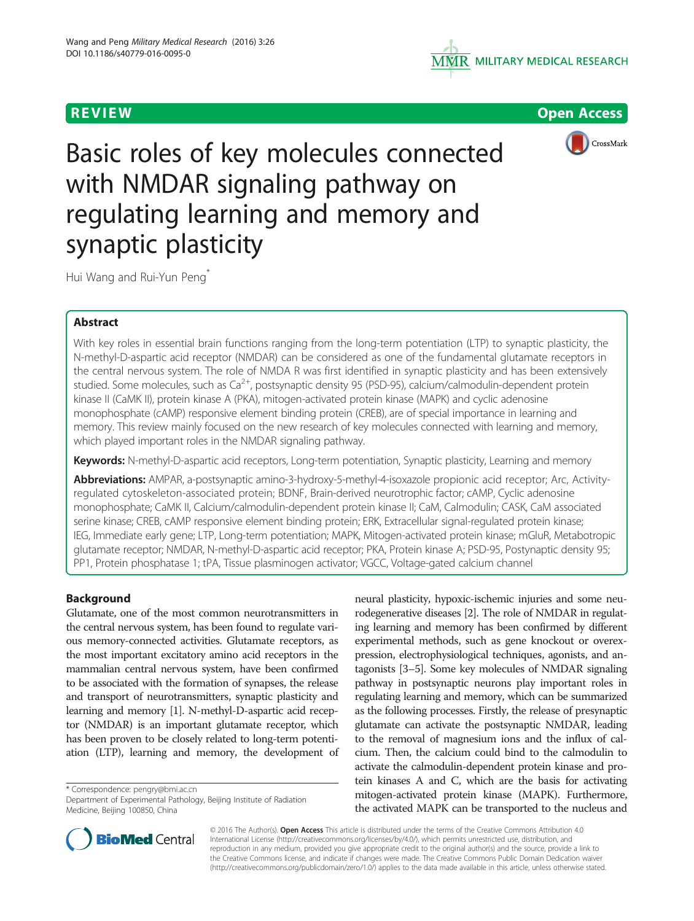REVIEW Open Access

# Basic roles of key molecules connected with NMDAR signaling pathway on regulating learning and memory and synaptic plasticity

Hui Wang and Rui-Yun Peng*

## Abstract

With key roles in essential brain functions ranging from the long-term potentiation (LTP) to synaptic plasticity, the N-methyl-D-aspartic acid receptor (NMDAR) can be considered as one of the fundamental glutamate receptors in the central nervous system. The role of NMDA R was first identified in synaptic plasticity and has been extensively studied. Some molecules, such as $Ca^{2+}$, postsynaptic density 95 (PSD-95), calcium/calmodulin-dependent protein kinase II (CaMK II), protein kinase A (PKA), mitogen-activated protein kinase (MAPK) and cyclic adenosine monophosphate (cAMP) responsive element binding protein (CREB), are of special importance in learning and memory. This review mainly focused on the new research of key molecules connected with learning and memory, which played important roles in the NMDAR signaling pathway.

**Keywords:** N-methyl-D-aspartic acid receptors, Long-term potentiation, Synaptic plasticity, Learning and memory

**Abbreviations:** AMPAR, a-postsynaptic amino-3-hydroxy-5-methyl-4-isoxazole propionic acid receptor; Arc, Activity-regulated cytoskeleton-associated protein; BDNF, Brain-derived neurotrophic factor; cAMP, Cyclic adenosine monophosphate; CaMK II, Calcium/calmodulin-dependent protein kinase II; CaM, Calmodulin; CASK, CaM associated serine kinase; CREB, cAMP responsive element binding protein; ERK, Extracellular signal-regulated protein kinase; IEG, Immediate early gene; LTP, Long-term potentiation; MAPK, Mitogen-activated protein kinase; mGluR, Metabotropic glutamate receptor; NMDAR, N-methyl-D-aspartic acid receptor; PKA, Protein kinase A; PSD-95, Postynaptic density 95; PP1, Protein phosphatase 1; tPA, Tissue plasminogen activator; VGCC, Voltage-gated calcium channel

## Background

Glutamate, one of the most common neurotransmitters in the central nervous system, has been found to regulate various memory-connected activities. Glutamate receptors, as the most important excitatory amino acid receptors in the mammalian central nervous system, have been confirmed to be associated with the formation of synapses, the release and transport of neurotransmitters, synaptic plasticity and learning and memory [1]. N-methyl-D-aspartic acid receptor (NMDAR) is an important glutamate receptor, which has been proven to be closely related to long-term potentiation (LTP), learning and memory, the development of neural plasticity, hypoxic-ischemic injuries and some neurodegenerative diseases [2]. The role of NMDAR in regulating learning and memory has been confirmed by different experimental methods, such as gene knockout or overexpression, electrophysiological techniques, agonists, and antagonists [3–5]. Some key molecules of NMDAR signaling pathway in postsynaptic neurons play important roles in regulating learning and memory, which can be summarized as the following processes. Firstly, the release of presynaptic glutamate can activate the postsynaptic NMDAR, leading to the removal of magnesium ions and the influx of calcium. Then, the calcium could bind to the calmodulin to activate the calmodulin-dependent protein kinase and protein kinases A and C, which are the basis for activating mitogen-activated protein kinase (MAPK). Furthermore, the activated MAPK can be transported to the nucleus and

* Correspondence: pengry@bmi.ac.cn
Department of Experimental Pathology, Beijing Institute of Radiation Medicine, Beijing 100850, China

© 2016 The Author(s). **Open Access** This article is distributed under the terms of the Creative Commons Attribution 4.0 International License (http://creativecommons.org/licenses/by/4.0/), which permits unrestricted use, distribution, and reproduction in any medium, provided you give appropriate credit to the original author(s) and the source, provide a link to the Creative Commons license, and indicate if changes were made. The Creative Commons Public Domain Dedication waiver (http://creativecommons.org/publicdomain/zero/1.0/) applies to the data made available in this article, unless otherwise stated.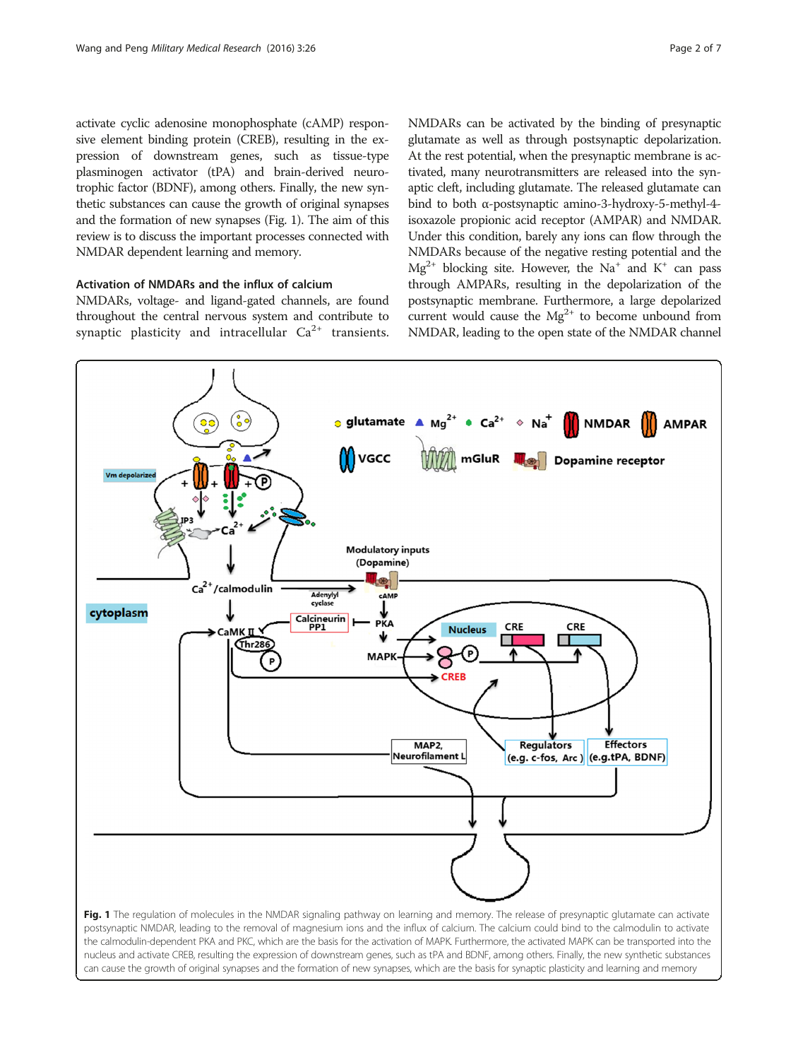activate cyclic adenosine monophosphate (cAMP) responsive element binding protein (CREB), resulting in the expression of downstream genes, such as tissue-type plasminogen activator (tPA) and brain-derived neurotrophic factor (BDNF), among others. Finally, the new synthetic substances can cause the growth of original synapses and the formation of new synapses (Fig. 1). The aim of this review is to discuss the important processes connected with NMDAR dependent learning and memory.

### Activation of NMDARs and the influx of calcium

NMDARs, voltage- and ligand-gated channels, are found throughout the central nervous system and contribute to synaptic plasticity and intracellular $Ca^{2+}$ transients. NMDARs can be activated by the binding of presynaptic glutamate as well as through postsynaptic depolarization. At the rest potential, when the presynaptic membrane is activated, many neurotransmitters are released into the synaptic cleft, including glutamate. The released glutamate can bind to both α-postsynaptic amino-3-hydroxy-5-methyl-4-isoxazole propionic acid receptor (AMPAR) and NMDAR. Under this condition, barely any ions can flow through the NMDARs because of the negative resting potential and the $Mg^{2+}$ blocking site. However, the $Na^{+}$ and $K^{+}$ can pass through AMPARs, resulting in the depolarization of the postsynaptic membrane. Furthermore, a large depolarized current would cause the $Mg^{2+}$ to become unbound from NMDAR, leading to the open state of the NMDAR channel

**Fig. 1** The regulation of molecules in the NMDAR signaling pathway on learning and memory. The release of presynaptic glutamate can activate postsynaptic NMDAR, leading to the removal of magnesium ions and the influx of calcium. The calcium could bind to the calmodulin to activate the calmodulin-dependent PKA and PKC, which are the basis for the activation of MAPK. Furthermore, the activated MAPK can be transported into the nucleus and activate CREB, resulting the expression of downstream genes, such as tPA and BDNF, among others. Finally, the new synthetic substances can cause the growth of original synapses and the formation of new synapses, which are the basis for synaptic plasticity and learning and memory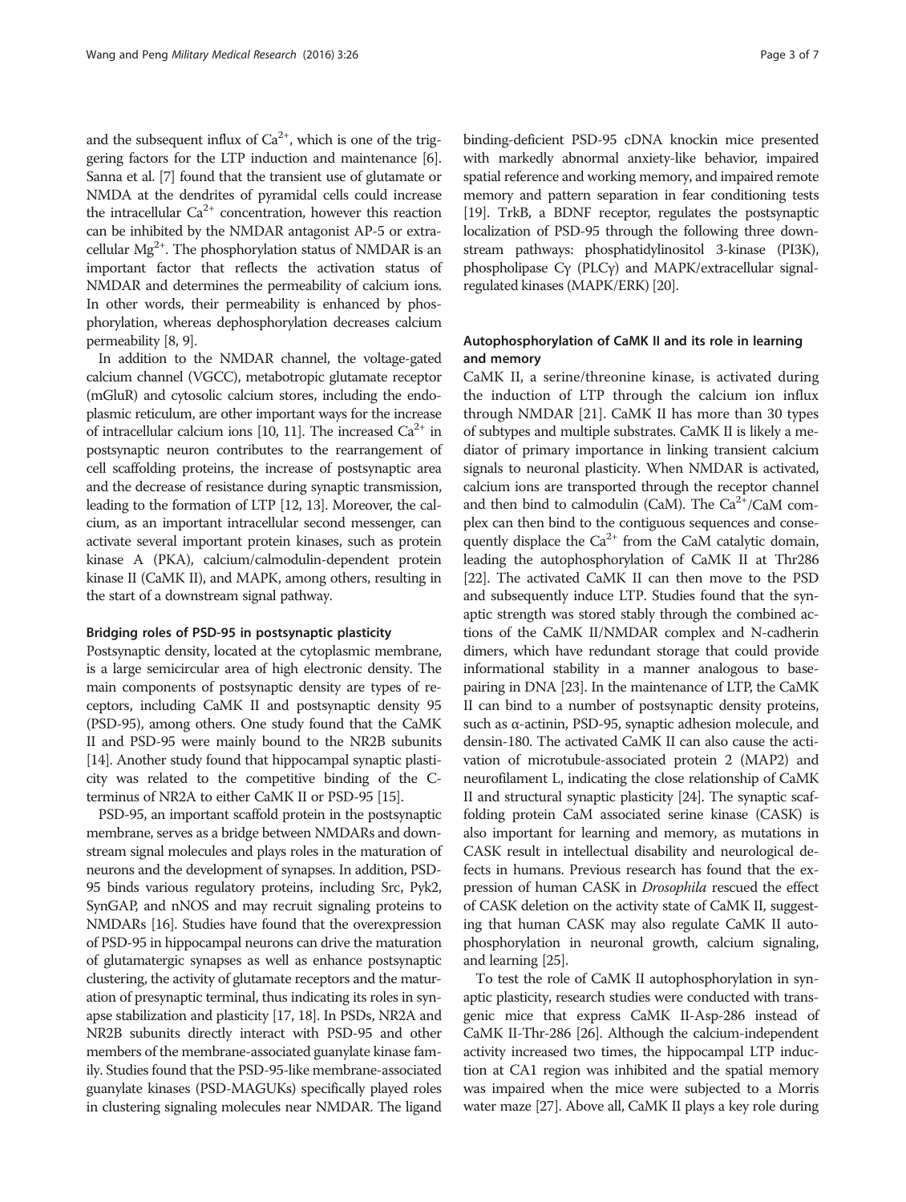and the subsequent influx of $Ca^{2+}$, which is one of the triggering factors for the LTP induction and maintenance [6]. Sanna et al. [7] found that the transient use of glutamate or NMDA at the dendrites of pyramidal cells could increase the intracellular $Ca^{2+}$ concentration, however this reaction can be inhibited by the NMDAR antagonist AP-5 or extracellular $Mg^{2+}$. The phosphorylation status of NMDAR is an important factor that reflects the activation status of NMDAR and determines the permeability of calcium ions. In other words, their permeability is enhanced by phosphorylation, whereas dephosphorylation decreases calcium permeability [8, 9].

In addition to the NMDAR channel, the voltage-gated calcium channel (VGCC), metabotropic glutamate receptor (mGluR) and cytosolic calcium stores, including the endoplasmic reticulum, are other important ways for the increase of intracellular calcium ions [10, 11]. The increased $Ca^{2+}$ in postsynaptic neuron contributes to the rearrangement of cell scaffolding proteins, the increase of postsynaptic area and the decrease of resistance during synaptic transmission, leading to the formation of LTP [12, 13]. Moreover, the calcium, as an important intracellular second messenger, can activate several important protein kinases, such as protein kinase A (PKA), calcium/calmodulin-dependent protein kinase II (CaMK II), and MAPK, among others, resulting in the start of a downstream signal pathway.

#### Bridging roles of PSD-95 in postsynaptic plasticity

Postsynaptic density, located at the cytoplasmic membrane, is a large semicircular area of high electronic density. The main components of postsynaptic density are types of receptors, including CaMK II and postsynaptic density 95 (PSD-95), among others. One study found that the CaMK II and PSD-95 were mainly bound to the NR2B subunits [14]. Another study found that hippocampal synaptic plasticity was related to the competitive binding of the C-terminus of NR2A to either CaMK II or PSD-95 [15].

PSD-95, an important scaffold protein in the postsynaptic membrane, serves as a bridge between NMDARs and downstream signal molecules and plays roles in the maturation of neurons and the development of synapses. In addition, PSD-95 binds various regulatory proteins, including Src, Pyk2, SynGAP, and nNOS and may recruit signaling proteins to NMDARs [16]. Studies have found that the overexpression of PSD-95 in hippocampal neurons can drive the maturation of glutamatergic synapses as well as enhance postsynaptic clustering, the activity of glutamate receptors and the maturation of presynaptic terminal, thus indicating its roles in synapse stabilization and plasticity [17, 18]. In PSDs, NR2A and NR2B subunits directly interact with PSD-95 and other members of the membrane-associated guanylate kinase family. Studies found that the PSD-95-like membrane-associated guanylate kinases (PSD-MAGUKs) specifically played roles in clustering signaling molecules near NMDAR. The ligand binding-deficient PSD-95 cDNA knockin mice presented with markedly abnormal anxiety-like behavior, impaired spatial reference and working memory, and impaired remote memory and pattern separation in fear conditioning tests [19]. TrkB, a BDNF receptor, regulates the postsynaptic localization of PSD-95 through the following three downstream pathways: phosphatidylinositol 3-kinase (PI3K), phospholipase Cγ (PLCγ) and MAPK/extracellular signal-regulated kinases (MAPK/ERK) [20].

### Autophosphorylation of CaMK II and its role in learning and memory

CaMK II, a serine/threonine kinase, is activated during the induction of LTP through the calcium ion influx through NMDAR [21]. CaMK II has more than 30 types of subtypes and multiple substrates. CaMK II is likely a mediator of primary importance in linking transient calcium signals to neuronal plasticity. When NMDAR is activated, calcium ions are transported through the receptor channel and then bind to calmodulin (CaM). The $Ca^{2+}$/CaM complex can then bind to the contiguous sequences and consequently displace the $Ca^{2+}$ from the CaM catalytic domain, leading the autophosphorylation of CaMK II at Thr286 [22]. The activated CaMK II can then move to the PSD and subsequently induce LTP. Studies found that the synaptic strength was stored stably through the combined actions of the CaMK II/NMDAR complex and N-cadherin dimers, which have redundant storage that could provide informational stability in a manner analogous to base-pairing in DNA [23]. In the maintenance of LTP, the CaMK II can bind to a number of postsynaptic density proteins, such as α-actinin, PSD-95, synaptic adhesion molecule, and densin-180. The activated CaMK II can also cause the activation of microtubule-associated protein 2 (MAP2) and neurofilament L, indicating the close relationship of CaMK II and structural synaptic plasticity [24]. The synaptic scaffolding protein CaM associated serine kinase (CASK) is also important for learning and memory, as mutations in CASK result in intellectual disability and neurological defects in humans. Previous research has found that the expression of human CASK in *Drosophila* rescued the effect of CASK deletion on the activity state of CaMK II, suggesting that human CASK may also regulate CaMK II autophosphorylation in neuronal growth, calcium signaling, and learning [25].

To test the role of CaMK II autophosphorylation in synaptic plasticity, research studies were conducted with transgenic mice that express CaMK II-Asp-286 instead of CaMK II-Thr-286 [26]. Although the calcium-independent activity increased two times, the hippocampal LTP induction at CA1 region was inhibited and the spatial memory was impaired when the mice were subjected to a Morris water maze [27]. Above all, CaMK II plays a key role during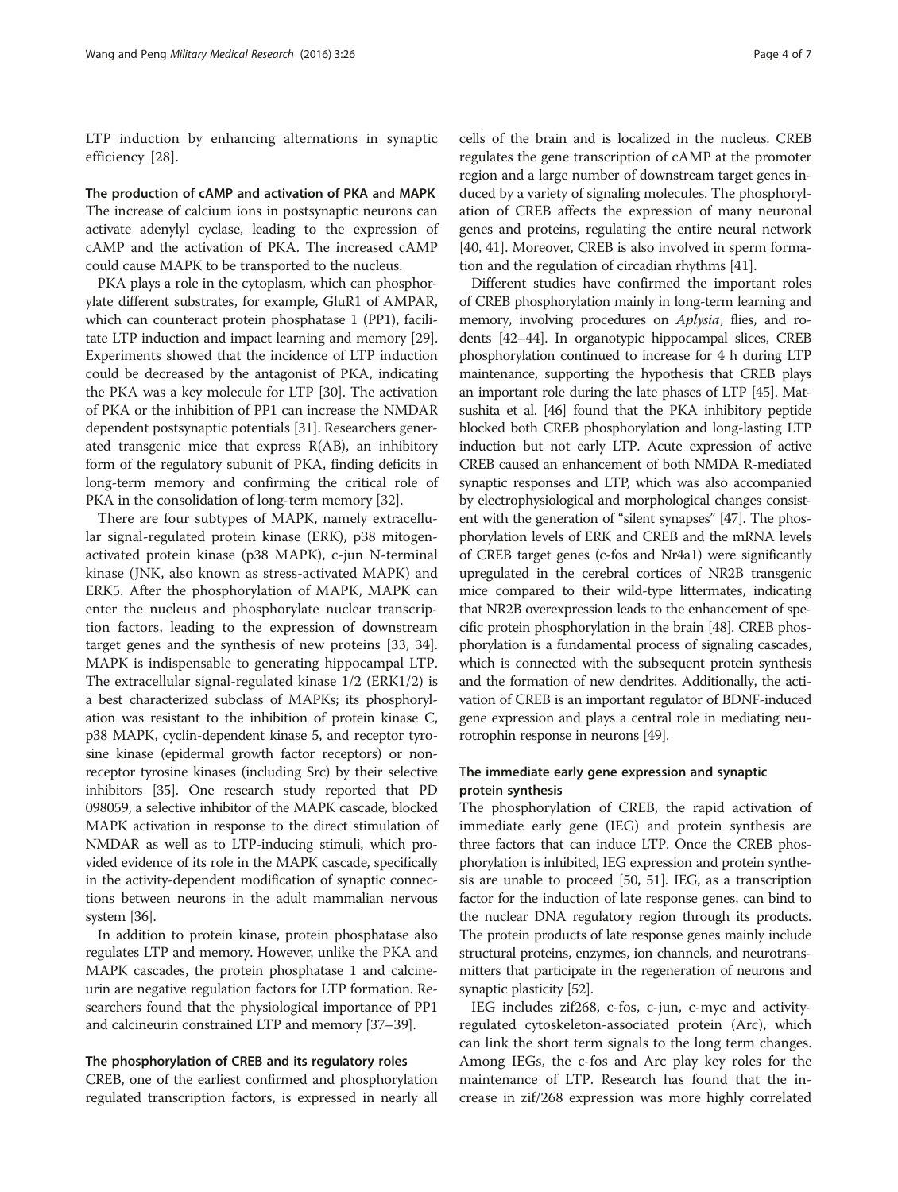LTP induction by enhancing alternations in synaptic efficiency [28].

### The production of cAMP and activation of PKA and MAPK

The increase of calcium ions in postsynaptic neurons can activate adenylyl cyclase, leading to the expression of cAMP and the activation of PKA. The increased cAMP could cause MAPK to be transported to the nucleus.

PKA plays a role in the cytoplasm, which can phosphorylate different substrates, for example, GluR1 of AMPAR, which can counteract protein phosphatase 1 (PP1), facilitate LTP induction and impact learning and memory [29]. Experiments showed that the incidence of LTP induction could be decreased by the antagonist of PKA, indicating the PKA was a key molecule for LTP [30]. The activation of PKA or the inhibition of PP1 can increase the NMDAR dependent postsynaptic potentials [31]. Researchers generated transgenic mice that express R(AB), an inhibitory form of the regulatory subunit of PKA, finding deficits in long-term memory and confirming the critical role of PKA in the consolidation of long-term memory [32].

There are four subtypes of MAPK, namely extracellular signal-regulated protein kinase (ERK), p38 mitogen-activated protein kinase (p38 MAPK), c-jun N-terminal kinase (JNK, also known as stress-activated MAPK) and ERK5. After the phosphorylation of MAPK, MAPK can enter the nucleus and phosphorylate nuclear transcription factors, leading to the expression of downstream target genes and the synthesis of new proteins [33, 34]. MAPK is indispensable to generating hippocampal LTP. The extracellular signal-regulated kinase 1/2 (ERK1/2) is a best characterized subclass of MAPKs; its phosphorylation was resistant to the inhibition of protein kinase C, p38 MAPK, cyclin-dependent kinase 5, and receptor tyrosine kinase (epidermal growth factor receptors) or non-receptor tyrosine kinases (including Src) by their selective inhibitors [35]. One research study reported that PD 098059, a selective inhibitor of the MAPK cascade, blocked MAPK activation in response to the direct stimulation of NMDAR as well as to LTP-inducing stimuli, which provided evidence of its role in the MAPK cascade, specifically in the activity-dependent modification of synaptic connections between neurons in the adult mammalian nervous system [36].

In addition to protein kinase, protein phosphatase also regulates LTP and memory. However, unlike the PKA and MAPK cascades, the protein phosphatase 1 and calcineurin are negative regulation factors for LTP formation. Researchers found that the physiological importance of PP1 and calcineurin constrained LTP and memory [37–39].

### The phosphorylation of CREB and its regulatory roles

CREB, one of the earliest confirmed and phosphorylation regulated transcription factors, is expressed in nearly all cells of the brain and is localized in the nucleus. CREB regulates the gene transcription of cAMP at the promoter region and a large number of downstream target genes induced by a variety of signaling molecules. The phosphorylation of CREB affects the expression of many neuronal genes and proteins, regulating the entire neural network [40, 41]. Moreover, CREB is also involved in sperm formation and the regulation of circadian rhythms [41].

Different studies have confirmed the important roles of CREB phosphorylation mainly in long-term learning and memory, involving procedures on *Aplysia*, flies, and rodents [42–44]. In organotypic hippocampal slices, CREB phosphorylation continued to increase for 4 h during LTP maintenance, supporting the hypothesis that CREB plays an important role during the late phases of LTP [45]. Matsushita et al. [46] found that the PKA inhibitory peptide blocked both CREB phosphorylation and long-lasting LTP induction but not early LTP. Acute expression of active CREB caused an enhancement of both NMDA R-mediated synaptic responses and LTP, which was also accompanied by electrophysiological and morphological changes consistent with the generation of "silent synapses" [47]. The phosphorylation levels of ERK and CREB and the mRNA levels of CREB target genes (c-fos and Nr4a1) were significantly upregulated in the cerebral cortices of NR2B transgenic mice compared to their wild-type littermates, indicating that NR2B overexpression leads to the enhancement of specific protein phosphorylation in the brain [48]. CREB phosphorylation is a fundamental process of signaling cascades, which is connected with the subsequent protein synthesis and the formation of new dendrites. Additionally, the activation of CREB is an important regulator of BDNF-induced gene expression and plays a central role in mediating neurotrophin response in neurons [49].

### The immediate early gene expression and synaptic protein synthesis

The phosphorylation of CREB, the rapid activation of immediate early gene (IEG) and protein synthesis are three factors that can induce LTP. Once the CREB phosphorylation is inhibited, IEG expression and protein synthesis are unable to proceed [50, 51]. IEG, as a transcription factor for the induction of late response genes, can bind to the nuclear DNA regulatory region through its products. The protein products of late response genes mainly include structural proteins, enzymes, ion channels, and neurotransmitters that participate in the regeneration of neurons and synaptic plasticity [52].

IEG includes zif268, c-fos, c-jun, c-myc and activity-regulated cytoskeleton-associated protein (Arc), which can link the short term signals to the long term changes. Among IEGs, the c-fos and Arc play key roles for the maintenance of LTP. Research has found that the increase in zif/268 expression was more highly correlated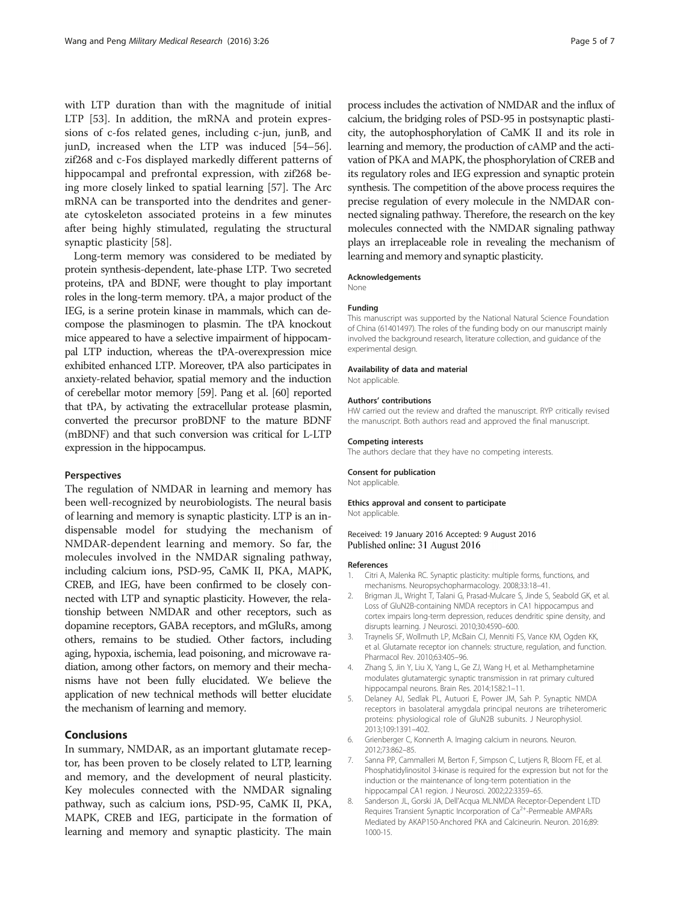with LTP duration than with the magnitude of initial LTP [53]. In addition, the mRNA and protein expressions of c-fos related genes, including c-jun, junB, and junD, increased when the LTP was induced [54–56]. zif268 and c-Fos displayed markedly different patterns of hippocampal and prefrontal expression, with zif268 being more closely linked to spatial learning [57]. The Arc mRNA can be transported into the dendrites and generate cytoskeleton associated proteins in a few minutes after being highly stimulated, regulating the structural synaptic plasticity [58].

Long-term memory was considered to be mediated by protein synthesis-dependent, late-phase LTP. Two secreted proteins, tPA and BDNF, were thought to play important roles in the long-term memory. tPA, a major product of the IEG, is a serine protein kinase in mammals, which can decompose the plasminogen to plasmin. The tPA knockout mice appeared to have a selective impairment of hippocampal LTP induction, whereas the tPA-overexpression mice exhibited enhanced LTP. Moreover, tPA also participates in anxiety-related behavior, spatial memory and the induction of cerebellar motor memory [59]. Pang et al. [60] reported that tPA, by activating the extracellular protease plasmin, converted the precursor proBDNF to the mature BDNF (mBDNF) and that such conversion was critical for L-LTP expression in the hippocampus.

### Perspectives

The regulation of NMDAR in learning and memory has been well-recognized by neurobiologists. The neural basis of learning and memory is synaptic plasticity. LTP is an indispensable model for studying the mechanism of NMDAR-dependent learning and memory. So far, the molecules involved in the NMDAR signaling pathway, including calcium ions, PSD-95, CaMK II, PKA, MAPK, CREB, and IEG, have been confirmed to be closely connected with LTP and synaptic plasticity. However, the relationship between NMDAR and other receptors, such as dopamine receptors, GABA receptors, and mGluRs, among others, remains to be studied. Other factors, including aging, hypoxia, ischemia, lead poisoning, and microwave radiation, among other factors, on memory and their mechanisms have not been fully elucidated. We believe the application of new technical methods will better elucidate the mechanism of learning and memory.

## Conclusions

In summary, NMDAR, as an important glutamate receptor, has been proven to be closely related to LTP, learning and memory, and the development of neural plasticity. Key molecules connected with the NMDAR signaling pathway, such as calcium ions, PSD-95, CaMK II, PKA, MAPK, CREB and IEG, participate in the formation of learning and memory and synaptic plasticity. The main process includes the activation of NMDAR and the influx of calcium, the bridging roles of PSD-95 in postsynaptic plasticity, the autophosphorylation of CaMK II and its role in learning and memory, the production of cAMP and the activation of PKA and MAPK, the phosphorylation of CREB and its regulatory roles and IEG expression and synaptic protein synthesis. The competition of the above process requires the precise regulation of every molecule in the NMDAR connected signaling pathway. Therefore, the research on the key molecules connected with the NMDAR signaling pathway plays an irreplaceable role in revealing the mechanism of learning and memory and synaptic plasticity.

#### Acknowledgements

None

#### Funding

This manuscript was supported by the National Natural Science Foundation of China (61401497). The roles of the funding body on our manuscript mainly involved the background research, literature collection, and guidance of the experimental design.

#### Availability of data and material

Not applicable.

#### Authors' contributions

HW carried out the review and drafted the manuscript. RYP critically revised the manuscript. Both authors read and approved the final manuscript.

#### Competing interests

The authors declare that they have no competing interests.

#### Consent for publication

Not applicable.

#### Ethics approval and consent to participate

Not applicable.

Received: 19 January 2016 Accepted: 9 August 2016
Published online: 31 August 2016

#### References

1. Citri A, Malenka RC. Synaptic plasticity: multiple forms, functions, and mechanisms. Neuropsychopharmacology. 2008;33:18–41.
2. Brigman JL, Wright T, Talani G, Prasad-Mulcare S, Jinde S, Seabold GK, et al. Loss of GluN2B-containing NMDA receptors in CA1 hippocampus and cortex impairs long-term depression, reduces dendritic spine density, and disrupts learning. J Neurosci. 2010;30:4590–600.
3. Traynelis SF, Wollmuth LP, McBain CJ, Menniti FS, Vance KM, Ogden KK, et al. Glutamate receptor ion channels: structure, regulation, and function. Pharmacol Rev. 2010;63:405–96.
4. Zhang S, Jin Y, Liu X, Yang L, Ge ZJ, Wang H, et al. Methamphetamine modulates glutamatergic synaptic transmission in rat primary cultured hippocampal neurons. Brain Res. 2014;1582:1–11.
5. Delaney AJ, Sedlak PL, Autuori E, Power JM, Sah P. Synaptic NMDA receptors in basolateral amygdala principal neurons are triheteromeric proteins: physiological role of GluN2B subunits. J Neurophysiol. 2013;109:1391–402.
6. Grienberger C, Konnerth A. Imaging calcium in neurons. Neuron. 2012;73:862–85.
7. Sanna PP, Cammalleri M, Berton F, Simpson C, Lutjens R, Bloom FE, et al. Phosphatidylinositol 3-kinase is required for the expression but not for the induction or the maintenance of long-term potentiation in the hippocampal CA1 region. J Neurosci. 2002;22:3359–65.
8. Sanderson JL, Gorski JA, Dell'Acqua ML.NMDA Receptor-Dependent LTD Requires Transient Synaptic Incorporation of $Ca^{2+}$-Permeable AMPARs Mediated by AKAP150-Anchored PKA and Calcineurin. Neuron. 2016;89: 1000-15.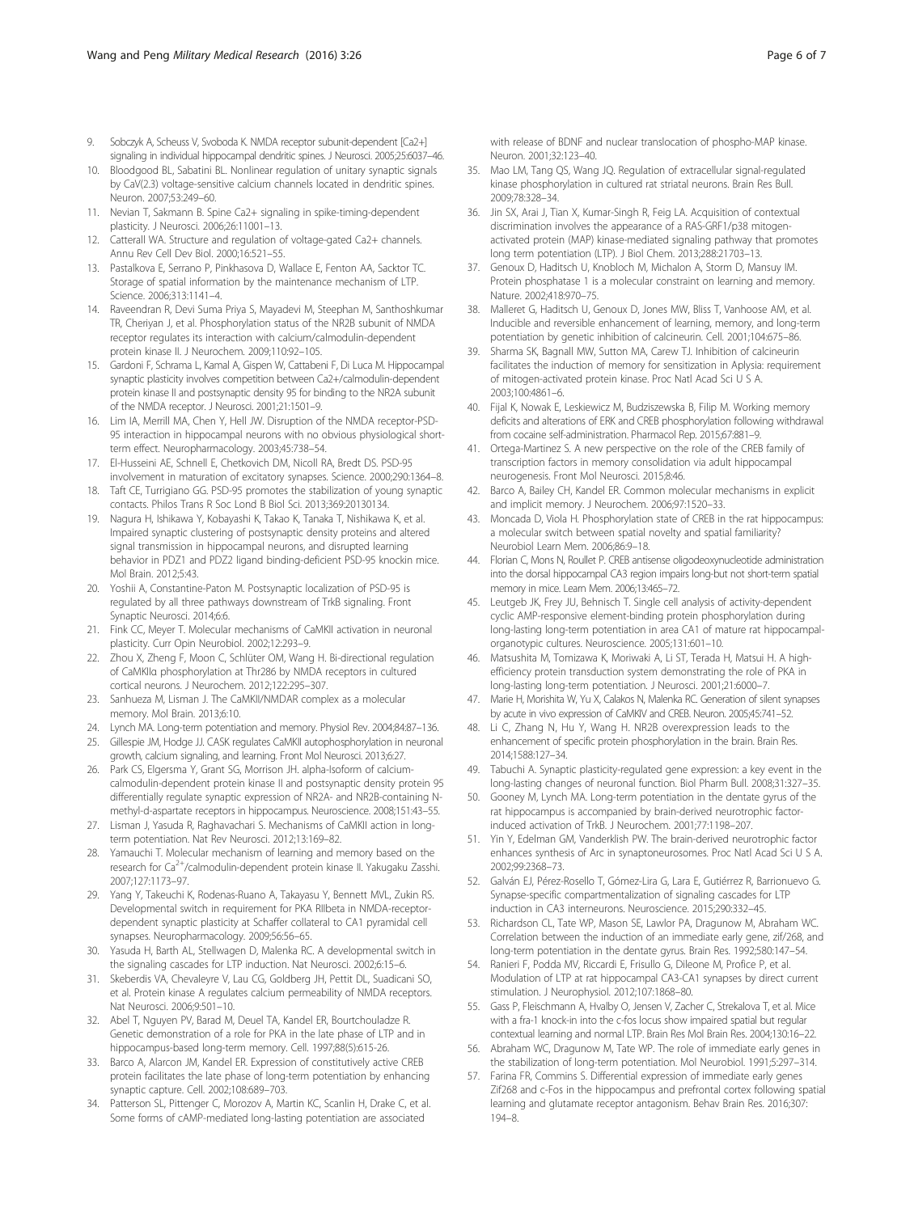9. Sobczyk A, Scheuss V, Svoboda K. NMDA receptor subunit-dependent [Ca2+] signaling in individual hippocampal dendritic spines. J Neurosci. 2005;25:6037–46.
10. Bloodgood BL, Sabatini BL. Nonlinear regulation of unitary synaptic signals by CaV(2.3) voltage-sensitive calcium channels located in dendritic spines. Neuron. 2007;53:249–60.
11. Nevian T, Sakmann B. Spine Ca2+ signaling in spike-timing-dependent plasticity. J Neurosci. 2006;26:11001–13.
12. Catterall WA. Structure and regulation of voltage-gated Ca2+ channels. Annu Rev Cell Dev Biol. 2000;16:521–55.
13. Pastalkova E, Serrano P, Pinkhasova D, Wallace E, Fenton AA, Sacktor TC. Storage of spatial information by the maintenance mechanism of LTP. Science. 2006;313:1141–4.
14. Raveendran R, Devi Suma Priya S, Mayadevi M, Steephan M, Santhoshkumar TR, Cheriyan J, et al. Phosphorylation status of the NR2B subunit of NMDA receptor regulates its interaction with calcium/calmodulin-dependent protein kinase II. J Neurochem. 2009;110:92–105.
15. Gardoni F, Schrama L, Kamal A, Gispen W, Cattabeni F, Di Luca M. Hippocampal synaptic plasticity involves competition between Ca2+/calmodulin-dependent protein kinase II and postsynaptic density 95 for binding to the NR2A subunit of the NMDA receptor. J Neurosci. 2001;21:1501–9.
16. Lim IA, Merrill MA, Chen Y, Hell JW. Disruption of the NMDA receptor-PSD-95 interaction in hippocampal neurons with no obvious physiological short-term effect. Neuropharmacology. 2003;45:738–54.
17. El-Husseini AE, Schnell E, Chetkovich DM, Nicoll RA, Bredt DS. PSD-95 involvement in maturation of excitatory synapses. Science. 2000;290:1364–8.
18. Taft CE, Turrigiano GG. PSD-95 promotes the stabilization of young synaptic contacts. Philos Trans R Soc Lond B Biol Sci. 2013;369:20130134.
19. Nagura H, Ishikawa Y, Kobayashi K, Takao K, Tanaka T, Nishikawa K, et al. Impaired synaptic clustering of postsynaptic density proteins and altered signal transmission in hippocampal neurons, and disrupted learning behavior in PDZ1 and PDZ2 ligand binding-deficient PSD-95 knockin mice. Mol Brain. 2012;5:43.
20. Yoshii A, Constantine-Paton M. Postsynaptic localization of PSD-95 is regulated by all three pathways downstream of TrkB signaling. Front Synaptic Neurosci. 2014;6:6.
21. Fink CC, Meyer T. Molecular mechanisms of CaMKII activation in neuronal plasticity. Curr Opin Neurobiol. 2002;12:293–9.
22. Zhou X, Zheng F, Moon C, Schlüter OM, Wang H. Bi-directional regulation of CaMKIIα phosphorylation at Thr286 by NMDA receptors in cultured cortical neurons. J Neurochem. 2012;122:295–307.
23. Sanhueza M, Lisman J. The CaMKII/NMDAR complex as a molecular memory. Mol Brain. 2013;6:10.
24. Lynch MA. Long-term potentiation and memory. Physiol Rev. 2004;84:87–136.
25. Gillespie JM, Hodge JJ. CASK regulates CaMKII autophosphorylation in neuronal growth, calcium signaling, and learning. Front Mol Neurosci. 2013;6:27.
26. Park CS, Elgersma Y, Grant SG, Morrison JH. alpha-Isoform of calcium-calmodulin-dependent protein kinase II and postsynaptic density protein 95 differentially regulate synaptic expression of NR2A- and NR2B-containing N-methyl-d-aspartate receptors in hippocampus. Neuroscience. 2008;151:43–55.
27. Lisman J, Yasuda R, Raghavachari S. Mechanisms of CaMKII action in long-term potentiation. Nat Rev Neurosci. 2012;13:169–82.
28. Yamauchi T. Molecular mechanism of learning and memory based on the research for $Ca^{2+}$/calmodulin-dependent protein kinase II. Yakugaku Zasshi. 2007;127:1173–97.
29. Yang Y, Takeuchi K, Rodenas-Ruano A, Takayasu Y, Bennett MVL, Zukin RS. Developmental switch in requirement for PKA RIIbeta in NMDA-receptor-dependent synaptic plasticity at Schaffer collateral to CA1 pyramidal cell synapses. Neuropharmacology. 2009;56:56–65.
30. Yasuda H, Barth AL, Stellwagen D, Malenka RC. A developmental switch in the signaling cascades for LTP induction. Nat Neurosci. 2002;6:15–6.
31. Skeberdis VA, Chevaleyre V, Lau CG, Goldberg JH, Pettit DL, Suadicani SO, et al. Protein kinase A regulates calcium permeability of NMDA receptors. Nat Neurosci. 2006;9:501–10.
32. Abel T, Nguyen PV, Barad M, Deuel TA, Kandel ER, Bourtchouladze R. Genetic demonstration of a role for PKA in the late phase of LTP and in hippocampus-based long-term memory. Cell. 1997;88(5):615-26.
33. Barco A, Alarcon JM, Kandel ER. Expression of constitutively active CREB protein facilitates the late phase of long-term potentiation by enhancing synaptic capture. Cell. 2002;108:689–703.
34. Patterson SL, Pittenger C, Morozov A, Martin KC, Scanlin H, Drake C, et al. Some forms of cAMP-mediated long-lasting potentiation are associated with release of BDNF and nuclear translocation of phospho-MAP kinase. Neuron. 2001;32:123–40.
35. Mao LM, Tang QS, Wang JQ. Regulation of extracellular signal-regulated kinase phosphorylation in cultured rat striatal neurons. Brain Res Bull. 2009;78:328–34.
36. Jin SX, Arai J, Tian X, Kumar-Singh R, Feig LA. Acquisition of contextual discrimination involves the appearance of a RAS-GRF1/p38 mitogen-activated protein (MAP) kinase-mediated signaling pathway that promotes long term potentiation (LTP). J Biol Chem. 2013;288:21703–13.
37. Genoux D, Haditsch U, Knobloch M, Michalon A, Storm D, Mansuy IM. Protein phosphatase 1 is a molecular constraint on learning and memory. Nature. 2002;418:970–75.
38. Malleret G, Haditsch U, Genoux D, Jones MW, Bliss T, Vanhoose AM, et al. Inducible and reversible enhancement of learning, memory, and long-term potentiation by genetic inhibition of calcineurin. Cell. 2001;104:675–86.
39. Sharma SK, Bagnall MW, Sutton MA, Carew TJ. Inhibition of calcineurin facilitates the induction of memory for sensitization in Aplysia: requirement of mitogen-activated protein kinase. Proc Natl Acad Sci U S A. 2003;100:4861–6.
40. Fijal K, Nowak E, Leskiewicz M, Budziszewska B, Filip M. Working memory deficits and alterations of ERK and CREB phosphorylation following withdrawal from cocaine self-administration. Pharmacol Rep. 2015;67:881–9.
41. Ortega-Martinez S. A new perspective on the role of the CREB family of transcription factors in memory consolidation via adult hippocampal neurogenesis. Front Mol Neurosci. 2015;8:46.
42. Barco A, Bailey CH, Kandel ER. Common molecular mechanisms in explicit and implicit memory. J Neurochem. 2006;97:1520–33.
43. Moncada D, Viola H. Phosphorylation state of CREB in the rat hippocampus: a molecular switch between spatial novelty and spatial familiarity? Neurobiol Learn Mem. 2006;86:9–18.
44. Florian C, Mons N, Roullet P. CREB antisense oligodeoxynucleotide administration into the dorsal hippocampal CA3 region impairs long-but not short-term spatial memory in mice. Learn Mem. 2006;13:465–72.
45. Leutgeb JK, Frey JU, Behnisch T. Single cell analysis of activity-dependent cyclic AMP-responsive element-binding protein phosphorylation during long-lasting long-term potentiation in area CA1 of mature rat hippocampal-organotypic cultures. Neuroscience. 2005;131:601–10.
46. Matsushita M, Tomizawa K, Moriwaki A, Li ST, Terada H, Matsui H. A high-efficiency protein transduction system demonstrating the role of PKA in long-lasting long-term potentiation. J Neurosci. 2001;21:6000–7.
47. Marie H, Morishita W, Yu X, Calakos N, Malenka RC. Generation of silent synapses by acute in vivo expression of CaMKIV and CREB. Neuron. 2005;45:741–52.
48. Li C, Zhang N, Hu Y, Wang H. NR2B overexpression leads to the enhancement of specific protein phosphorylation in the brain. Brain Res. 2014;1588:127–34.
49. Tabuchi A. Synaptic plasticity-regulated gene expression: a key event in the long-lasting changes of neuronal function. Biol Pharm Bull. 2008;31:327–35.
50. Gooney M, Lynch MA. Long-term potentiation in the dentate gyrus of the rat hippocampus is accompanied by brain-derived neurotrophic factor-induced activation of TrkB. J Neurochem. 2001;77:1198–207.
51. Yin Y, Edelman GM, Vanderklish PW. The brain-derived neurotrophic factor enhances synthesis of Arc in synaptoneurosomes. Proc Natl Acad Sci U S A. 2002;99:2368–73.
52. Galván EJ, Pérez-Rosello T, Gómez-Lira G, Lara E, Gutiérrez R, Barrionuevo G. Synapse-specific compartmentalization of signaling cascades for LTP induction in CA3 interneurons. Neuroscience. 2015;290:332–45.
53. Richardson CL, Tate WP, Mason SE, Lawlor PA, Dragunow M, Abraham WC. Correlation between the induction of an immediate early gene, zif/268, and long-term potentiation in the dentate gyrus. Brain Res. 1992;580:147–54.
54. Ranieri F, Podda MV, Riccardi E, Frisullo G, Dileone M, Profice P, et al. Modulation of LTP at rat hippocampal CA3-CA1 synapses by direct current stimulation. J Neurophysiol. 2012;107:1868–80.
55. Gass P, Fleischmann A, Hvalby O, Jensen V, Zacher C, Strekalova T, et al. Mice with a fra-1 knock-in into the c-fos locus show impaired spatial but regular contextual learning and normal LTP. Brain Res Mol Brain Res. 2004;130:16–22.
56. Abraham WC, Dragunow M, Tate WP. The role of immediate early genes in the stabilization of long-term potentiation. Mol Neurobiol. 1991;5:297–314.
57. Farina FR, Commins S. Differential expression of immediate early genes Zif268 and c-Fos in the hippocampus and prefrontal cortex following spatial learning and glutamate receptor antagonism. Behav Brain Res. 2016;307:194–8.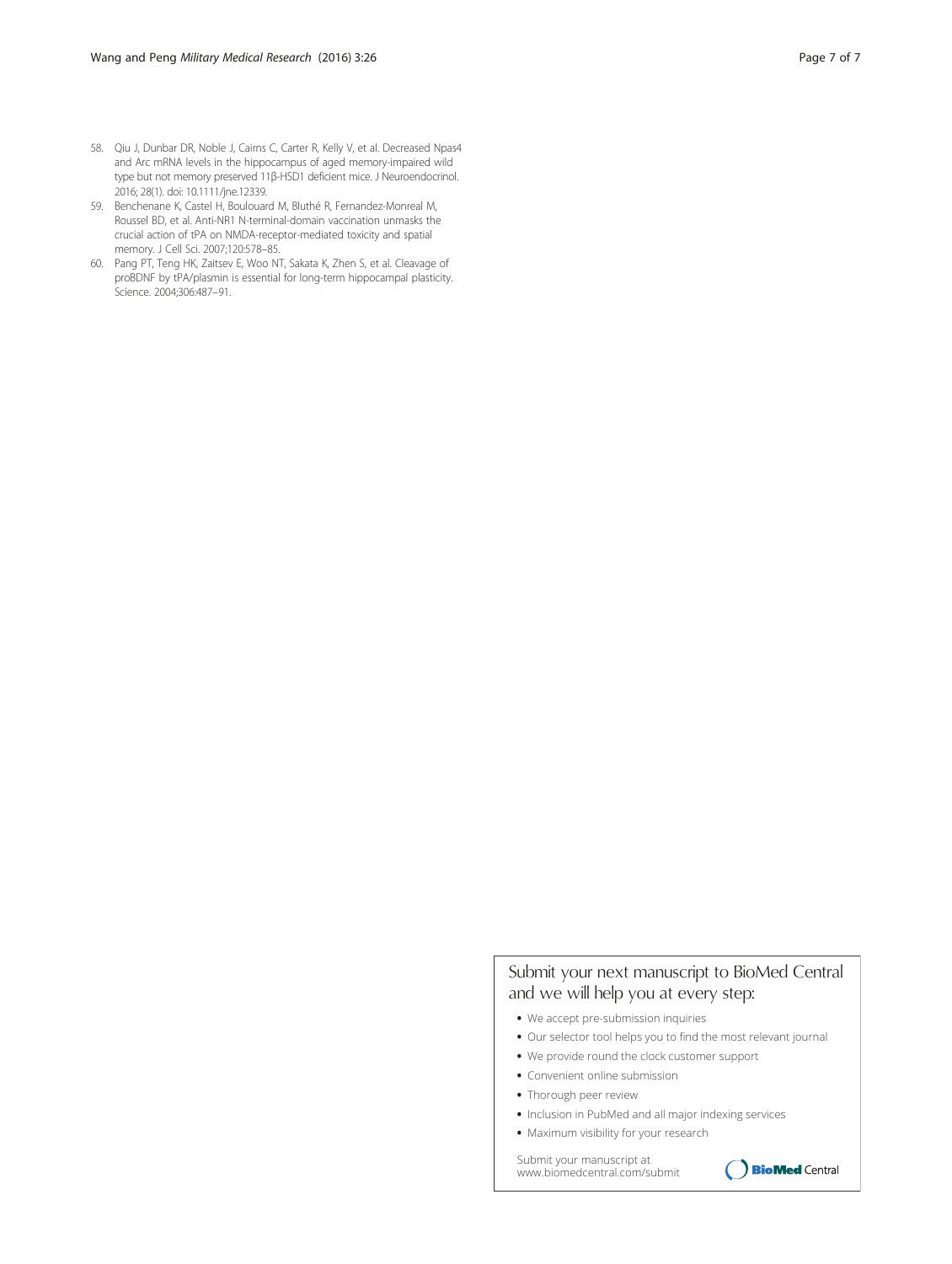58. Qiu J, Dunbar DR, Noble J, Cairns C, Carter R, Kelly V, et al. Decreased Npas4 and Arc mRNA levels in the hippocampus of aged memory-impaired wild type but not memory preserved 11β-HSD1 deficient mice. J Neuroendocrinol. 2016; 28(1). doi: 10.1111/jne.12339.
59. Benchenane K, Castel H, Boulouard M, Bluthé R, Fernandez-Monreal M, Roussel BD, et al. Anti-NR1 N-terminal-domain vaccination unmasks the crucial action of tPA on NMDA-receptor-mediated toxicity and spatial memory. J Cell Sci. 2007;120:578–85.
60. Pang PT, Teng HK, Zaitsev E, Woo NT, Sakata K, Zhen S, et al. Cleavage of proBDNF by tPA/plasmin is essential for long-term hippocampal plasticity. Science. 2004;306:487–91.

Submit your next manuscript to BioMed Central and we will help you at every step:

- We accept pre-submission inquiries
- Our selector tool helps you to find the most relevant journal
- We provide round the clock customer support
- Convenient online submission
- Thorough peer review
- Inclusion in PubMed and all major indexing services
- Maximum visibility for your research

Submit your manuscript at
www.biomedcentral.com/submit

BioMed Central